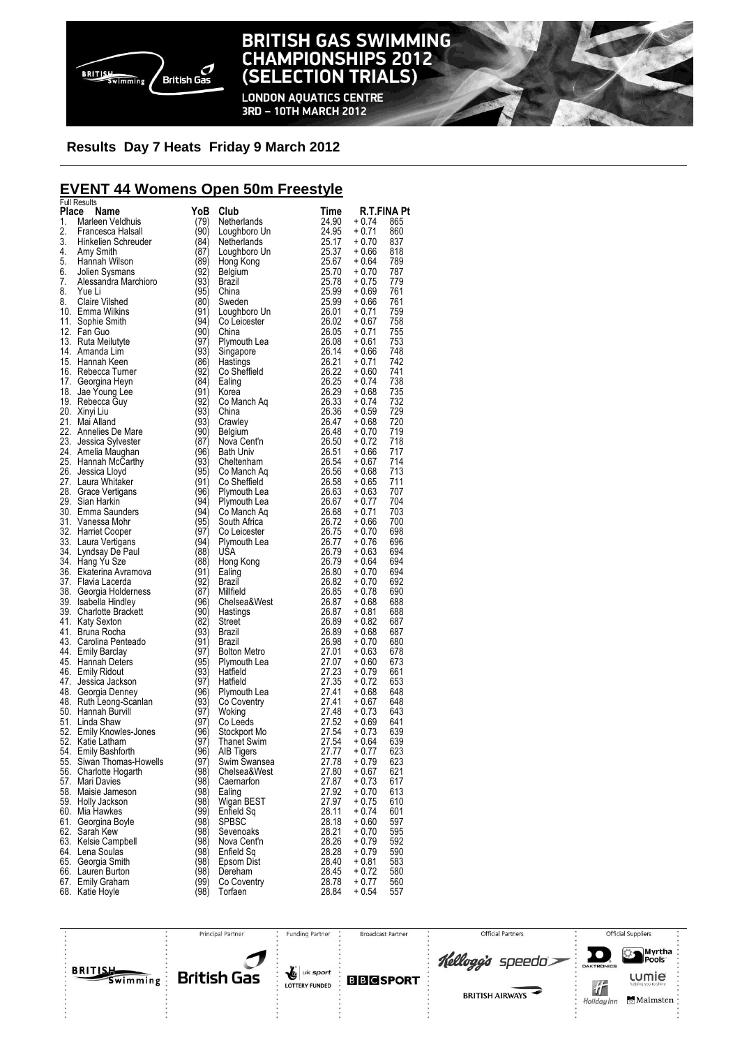**Results Day 7 Heats Friday 9 March 2012**

## EVENT 44 Womens Open 50m Freestyle

Full Results

| Place | Name | YoB | Club | Time | R.T. | FINA Pt |
|---|---|---|---|---|---|---|
| 1. | Marleen Veldhuis | (79) | Netherlands | 24.90 | + 0.74 | 865 |
| 2. | Francesca Halsall | (90) | Loughboro Un | 24.95 | + 0.71 | 860 |
| 3. | Hinkelien Schreuder | (84) | Netherlands | 25.17 | + 0.70 | 837 |
| 4. | Amy Smith | (87) | Loughboro Un | 25.37 | + 0.66 | 818 |
| 5. | Hannah Wilson | (89) | Hong Kong | 25.67 | + 0.64 | 789 |
| 6. | Jolien Sysmans | (92) | Belgium | 25.70 | + 0.70 | 787 |
| 7. | Alessandra Marchioro | (93) | Brazil | 25.78 | + 0.75 | 779 |
| 8. | Yue Li | (95) | China | 25.99 | + 0.69 | 761 |
| 8. | Claire Vilshed | (80) | Sweden | 25.99 | + 0.66 | 761 |
| 10. | Emma Wilkins | (91) | Loughboro Un | 26.01 | + 0.71 | 759 |
| 11. | Sophie Smith | (94) | Co Leicester | 26.02 | + 0.67 | 758 |
| 12. | Fan Guo | (90) | China | 26.05 | + 0.71 | 755 |
| 13. | Ruta Meilutyte | (97) | Plymouth Lea | 26.08 | + 0.61 | 753 |
| 14. | Amanda Lim | (93) | Singapore | 26.14 | + 0.66 | 748 |
| 15. | Hannah Keen | (86) | Hastings | 26.21 | + 0.71 | 742 |
| 16. | Rebecca Turner | (92) | Co Sheffield | 26.22 | + 0.60 | 741 |
| 17. | Georgina Heyn | (84) | Ealing | 26.25 | + 0.74 | 738 |
| 18. | Jae Young Lee | (91) | Korea | 26.29 | + 0.68 | 735 |
| 19. | Rebecca Guy | (92) | Co Manch Aq | 26.33 | + 0.74 | 732 |
| 20. | Xinyi Liu | (93) | China | 26.36 | + 0.59 | 729 |
| 21. | Mai Alland | (93) | Crawley | 26.47 | + 0.68 | 720 |
| 22. | Annelies De Mare | (90) | Belgium | 26.48 | + 0.70 | 719 |
| 23. | Jessica Sylvester | (87) | Nova Cent'n | 26.50 | + 0.72 | 718 |
| 24. | Amelia Maughan | (96) | Bath Univ | 26.51 | + 0.66 | 717 |
| 25. | Hannah McCarthy | (93) | Cheltenham | 26.54 | + 0.67 | 714 |
| 26. | Jessica Lloyd | (95) | Co Manch Aq | 26.56 | + 0.68 | 713 |
| 27. | Laura Whitaker | (91) | Co Sheffield | 26.58 | + 0.65 | 711 |
| 28. | Grace Vertigans | (96) | Plymouth Lea | 26.63 | + 0.63 | 707 |
| 29. | Sian Harkin | (94) | Plymouth Lea | 26.67 | + 0.77 | 704 |
| 30. | Emma Saunders | (94) | Co Manch Aq | 26.68 | + 0.71 | 703 |
| 31. | Vanessa Mohr | (95) | South Africa | 26.72 | + 0.66 | 700 |
| 32. | Harriet Cooper | (97) | Co Leicester | 26.75 | + 0.70 | 698 |
| 33. | Laura Vertigans | (94) | Plymouth Lea | 26.77 | + 0.76 | 696 |
| 34. | Lyndsay De Paul | (88) | USA | 26.79 | + 0.63 | 694 |
| 34. | Hang Yu Sze | (88) | Hong Kong | 26.79 | + 0.64 | 694 |
| 36. | Ekaterina Avramova | (91) | Ealing | 26.80 | + 0.70 | 694 |
| 37. | Flavia Lacerda | (92) | Brazil | 26.82 | + 0.70 | 692 |
| 38. | Georgia Holderness | (87) | Millfield | 26.85 | + 0.78 | 690 |
| 39. | Isabella Hindley | (96) | Chelsea&West | 26.87 | + 0.68 | 688 |
| 39. | Charlotte Brackett | (90) | Hastings | 26.87 | + 0.81 | 688 |
| 41. | Katy Sexton | (82) | Street | 26.89 | + 0.82 | 687 |
| 41. | Bruna Rocha | (93) | Brazil | 26.89 | + 0.68 | 687 |
| 43. | Carolina Penteado | (91) | Brazil | 26.98 | + 0.70 | 680 |
| 44. | Emily Barclay | (97) | Bolton Metro | 27.01 | + 0.63 | 678 |
| 45. | Hannah Deters | (95) | Plymouth Lea | 27.07 | + 0.60 | 673 |
| 46. | Emily Ridout | (93) | Hatfield | 27.23 | + 0.79 | 661 |
| 47. | Jessica Jackson | (97) | Hatfield | 27.35 | + 0.72 | 653 |
| 48. | Georgia Denney | (96) | Plymouth Lea | 27.41 | + 0.68 | 648 |
| 48. | Ruth Leong-Scanlan | (93) | Co Coventry | 27.41 | + 0.67 | 648 |
| 50. | Hannah Burvill | (97) | Woking | 27.48 | + 0.73 | 643 |
| 51. | Linda Shaw | (97) | Co Leeds | 27.52 | + 0.69 | 641 |
| 52. | Emily Knowles-Jones | (96) | Stockport Mo | 27.54 | + 0.73 | 639 |
| 52. | Katie Latham | (97) | Thanet Swim | 27.54 | + 0.64 | 639 |
| 54. | Emily Bashforth | (96) | AIB Tigers | 27.77 | + 0.77 | 623 |
| 55. | Siwan Thomas-Howells | (97) | Swim Swansea | 27.78 | + 0.79 | 623 |
| 56. | Charlotte Hogarth | (98) | Chelsea&West | 27.80 | + 0.67 | 621 |
| 57. | Mari Davies | (98) | Caernarfon | 27.87 | + 0.73 | 617 |
| 58. | Maisie Jameson | (98) | Ealing | 27.92 | + 0.70 | 613 |
| 59. | Holly Jackson | (98) | Wigan BEST | 27.97 | + 0.75 | 610 |
| 60. | Mia Hawkes | (99) | Enfield Sq | 28.11 | + 0.74 | 601 |
| 61. | Georgina Boyle | (98) | SPBSC | 28.18 | + 0.60 | 597 |
| 62. | Sarah Kew | (98) | Sevenoaks | 28.21 | + 0.70 | 595 |
| 63. | Kelsie Campbell | (98) | Nova Cent'n | 28.26 | + 0.79 | 592 |
| 64. | Lena Soulas | (98) | Enfield Sq | 28.28 | + 0.79 | 590 |
| 65. | Georgia Smith | (98) | Epsom Dist | 28.40 | + 0.81 | 583 |
| 66. | Lauren Burton | (98) | Dereham | 28.45 | + 0.72 | 580 |
| 67. | Emily Graham | (99) | Co Coventry | 28.78 | + 0.77 | 560 |
| 68. | Katie Hoyle | (98) | Torfaen | 28.84 | + 0.54 | 557 |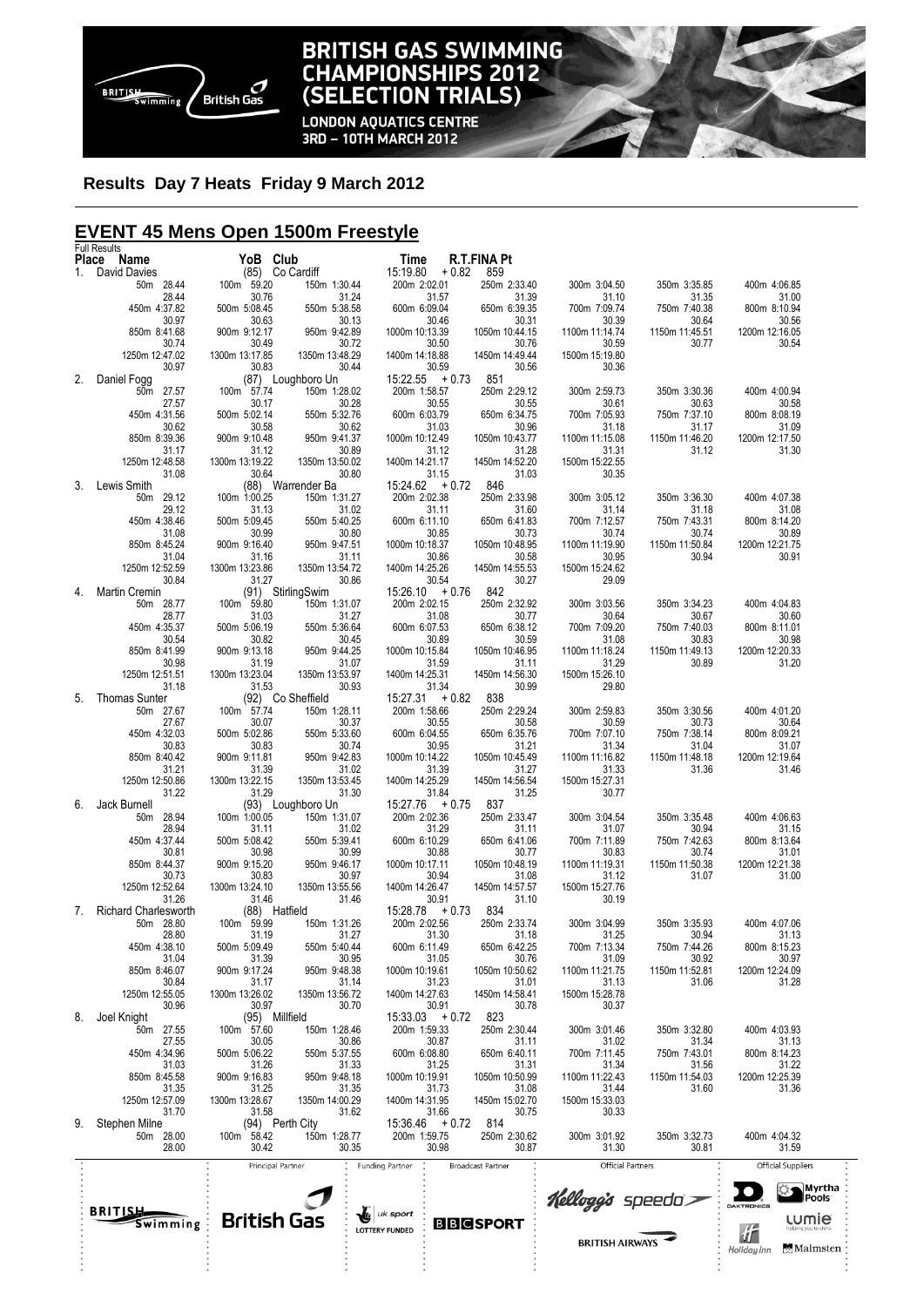**BRITISH GAS SWIMMING CHAMPIONSHIPS 2012 (SELECTION TRIALS)**

LONDON AQUATICS CENTRE
3RD – 10TH MARCH 2012

### Results Day 7 Heats Friday 9 March 2012

## EVENT 45 Mens Open 1500m Freestyle

Full Results

| Place | Name | YoB | Club | Time | R.T. | FINA Pt |
|---|---|---|---|---|---|---|
| 1. | David Davies | (85) | Co Cardiff | 15:19.80 | + 0.82 | 859 |
| 2. | Daniel Fogg | (87) | Loughboro Un | 15:22.55 | + 0.73 | 851 |
| 3. | Lewis Smith | (88) | Warrender Ba | 15:24.62 | + 0.72 | 846 |
| 4. | Martin Cremin | (91) | StirlingSwim | 15:26.10 | + 0.76 | 842 |
| 5. | Thomas Sunter | (92) | Co Sheffield | 15:27.31 | + 0.82 | 838 |
| 6. | Jack Burnell | (93) | Loughboro Un | 15:27.76 | + 0.75 | 837 |
| 7. | Richard Charlesworth | (88) | Hatfield | 15:28.78 | + 0.73 | 834 |
| 8. | Joel Knight | (95) | Millfield | 15:33.03 | + 0.72 | 823 |
| 9. | Stephen Milne | (94) | Perth City | 15:36.46 | + 0.72 | 814 |

**1. David Davies**

| 50m 28.44 | 100m 59.20 | 150m 1:30.44 | 200m 2:02.01 | 250m 2:33.40 | 300m 3:04.50 | 350m 3:35.85 | 400m 4:06.85 |
|---|---|---|---|---|---|---|---|
| 28.44 | 30.76 | 31.24 | 31.57 | 31.39 | 31.10 | 31.35 | 31.00 |
| 450m 4:37.82 | 500m 5:08.45 | 550m 5:38.58 | 600m 6:09.04 | 650m 6:39.35 | 700m 7:09.74 | 750m 7:40.38 | 800m 8:10.94 |
| 30.97 | 30.63 | 30.13 | 30.46 | 30.31 | 30.39 | 30.64 | 30.56 |
| 850m 8:41.68 | 900m 9:12.17 | 950m 9:42.89 | 1000m 10:13.39 | 1050m 10:44.15 | 1100m 11:14.74 | 1150m 11:45.51 | 1200m 12:16.05 |
| 30.74 | 30.49 | 30.72 | 30.50 | 30.76 | 30.59 | 30.77 | 30.54 |
| 1250m 12:47.02 | 1300m 13:17.85 | 1350m 13:48.29 | 1400m 14:18.88 | 1450m 14:49.44 | 1500m 15:19.80 | | |
| 30.97 | 30.83 | 30.44 | 30.59 | 30.56 | 30.36 | | |

**2. Daniel Fogg**

| 50m 27.57 | 100m 57.74 | 150m 1:28.02 | 200m 1:58.57 | 250m 2:29.12 | 300m 2:59.73 | 350m 3:30.36 | 400m 4:00.94 |
|---|---|---|---|---|---|---|---|
| 27.57 | 30.17 | 30.28 | 30.55 | 30.55 | 30.61 | 30.63 | 30.58 |
| 450m 4:31.56 | 500m 5:02.14 | 550m 5:32.76 | 600m 6:03.79 | 650m 6:34.75 | 700m 7:05.93 | 750m 7:37.10 | 800m 8:08.19 |
| 30.62 | 30.58 | 30.62 | 31.03 | 30.96 | 31.18 | 31.17 | 31.09 |
| 850m 8:39.36 | 900m 9:10.48 | 950m 9:41.37 | 1000m 10:12.49 | 1050m 10:43.77 | 1100m 11:15.08 | 1150m 11:46.20 | 1200m 12:17.50 |
| 31.17 | 31.12 | 30.89 | 31.12 | 31.28 | 31.31 | 31.12 | 31.30 |
| 1250m 12:48.58 | 1300m 13:19.22 | 1350m 13:50.02 | 1400m 14:21.17 | 1450m 14:52.20 | 1500m 15:22.55 | | |
| 31.08 | 30.64 | 30.80 | 31.15 | 31.03 | 30.35 | | |

**3. Lewis Smith**

| 50m 29.12 | 100m 1:00.25 | 150m 1:31.27 | 200m 2:02.38 | 250m 2:33.98 | 300m 3:05.12 | 350m 3:36.30 | 400m 4:07.38 |
|---|---|---|---|---|---|---|---|
| 29.12 | 31.13 | 31.02 | 31.11 | 31.60 | 31.14 | 31.18 | 31.08 |
| 450m 4:38.46 | 500m 5:09.45 | 550m 5:40.25 | 600m 6:11.10 | 650m 6:41.83 | 700m 7:12.57 | 750m 7:43.31 | 800m 8:14.20 |
| 31.08 | 30.99 | 30.80 | 30.85 | 30.73 | 30.74 | 30.74 | 30.89 |
| 850m 8:45.24 | 900m 9:16.40 | 950m 9:47.51 | 1000m 10:18.37 | 1050m 10:48.95 | 1100m 11:19.90 | 1150m 11:50.84 | 1200m 12:21.75 |
| 31.04 | 31.16 | 31.11 | 30.86 | 30.58 | 30.95 | 30.94 | 30.91 |
| 1250m 12:52.59 | 1300m 13:23.86 | 1350m 13:54.72 | 1400m 14:25.26 | 1450m 14:55.53 | 1500m 15:24.62 | | |
| 30.84 | 31.27 | 30.86 | 30.54 | 30.27 | 29.09 | | |

**4. Martin Cremin**

| 50m 28.77 | 100m 59.80 | 150m 1:31.07 | 200m 2:02.15 | 250m 2:32.92 | 300m 3:03.56 | 350m 3:34.23 | 400m 4:04.83 |
|---|---|---|---|---|---|---|---|
| 28.77 | 31.03 | 31.27 | 31.08 | 30.77 | 30.64 | 30.67 | 30.60 |
| 450m 4:35.37 | 500m 5:06.19 | 550m 5:36.64 | 600m 6:07.53 | 650m 6:38.12 | 700m 7:09.20 | 750m 7:40.03 | 800m 8:11.01 |
| 30.54 | 30.82 | 30.45 | 30.89 | 30.59 | 31.08 | 30.83 | 30.98 |
| 850m 8:41.99 | 900m 9:13.18 | 950m 9:44.25 | 1000m 10:15.84 | 1050m 10:46.95 | 1100m 11:18.24 | 1150m 11:49.13 | 1200m 12:20.33 |
| 30.98 | 31.19 | 31.07 | 31.59 | 31.11 | 31.29 | 30.89 | 31.20 |
| 1250m 12:51.51 | 1300m 13:23.04 | 1350m 13:53.97 | 1400m 14:25.31 | 1450m 14:56.30 | 1500m 15:26.10 | | |
| 31.18 | 31.53 | 30.93 | 31.34 | 30.99 | 29.80 | | |

**5. Thomas Sunter**

| 50m 27.67 | 100m 57.74 | 150m 1:28.11 | 200m 1:58.66 | 250m 2:29.24 | 300m 2:59.83 | 350m 3:30.56 | 400m 4:01.20 |
|---|---|---|---|---|---|---|---|
| 27.67 | 30.07 | 30.37 | 30.55 | 30.58 | 30.59 | 30.73 | 30.64 |
| 450m 4:32.03 | 500m 5:02.86 | 550m 5:33.60 | 600m 6:04.55 | 650m 6:35.76 | 700m 7:07.10 | 750m 7:38.14 | 800m 8:09.21 |
| 30.83 | 30.83 | 30.74 | 30.95 | 31.21 | 31.34 | 31.04 | 31.07 |
| 850m 8:40.42 | 900m 9:11.81 | 950m 9:42.83 | 1000m 10:14.22 | 1050m 10:45.49 | 1100m 11:16.82 | 1150m 11:48.18 | 1200m 12:19.64 |
| 31.21 | 31.39 | 31.02 | 31.39 | 31.27 | 31.33 | 31.36 | 31.46 |
| 1250m 12:50.86 | 1300m 13:22.15 | 1350m 13:53.45 | 1400m 14:25.29 | 1450m 14:56.54 | 1500m 15:27.31 | | |
| 31.22 | 31.29 | 31.30 | 31.84 | 31.25 | 30.77 | | |

**6. Jack Burnell**

| 50m 28.94 | 100m 1:00.05 | 150m 1:31.07 | 200m 2:02.36 | 250m 2:33.47 | 300m 3:04.54 | 350m 3:35.48 | 400m 4:06.63 |
|---|---|---|---|---|---|---|---|
| 28.94 | 31.11 | 31.02 | 31.29 | 31.11 | 31.07 | 30.94 | 31.15 |
| 450m 4:37.44 | 500m 5:08.42 | 550m 5:39.41 | 600m 6:10.29 | 650m 6:41.06 | 700m 7:11.89 | 750m 7:42.63 | 800m 8:13.64 |
| 30.81 | 30.98 | 30.99 | 30.88 | 30.77 | 30.83 | 30.74 | 31.01 |
| 850m 8:44.37 | 900m 9:15.20 | 950m 9:46.17 | 1000m 10:17.11 | 1050m 10:48.19 | 1100m 11:19.31 | 1150m 11:50.38 | 1200m 12:21.38 |
| 30.73 | 30.83 | 30.97 | 30.94 | 31.08 | 31.12 | 31.07 | 31.00 |
| 1250m 12:52.64 | 1300m 13:24.10 | 1350m 13:55.56 | 1400m 14:26.47 | 1450m 14:57.57 | 1500m 15:27.76 | | |
| 31.26 | 31.46 | 31.46 | 30.91 | 31.10 | 30.19 | | |

**7. Richard Charlesworth**

| 50m 28.80 | 100m 59.99 | 150m 1:31.26 | 200m 2:02.56 | 250m 2:33.74 | 300m 3:04.99 | 350m 3:35.93 | 400m 4:07.06 |
|---|---|---|---|---|---|---|---|
| 28.80 | 31.19 | 31.27 | 31.30 | 31.18 | 31.25 | 30.94 | 31.13 |
| 450m 4:38.10 | 500m 5:09.49 | 550m 5:40.44 | 600m 6:11.49 | 650m 6:42.25 | 700m 7:13.34 | 750m 7:44.26 | 800m 8:15.23 |
| 31.04 | 31.39 | 30.95 | 31.05 | 30.76 | 31.09 | 30.92 | 30.97 |
| 850m 8:46.07 | 900m 9:17.24 | 950m 9:48.38 | 1000m 10:19.61 | 1050m 10:50.62 | 1100m 11:21.75 | 1150m 11:52.81 | 1200m 12:24.09 |
| 30.84 | 31.17 | 31.14 | 31.23 | 31.01 | 31.13 | 31.06 | 31.28 |
| 1250m 12:55.05 | 1300m 13:26.02 | 1350m 13:56.72 | 1400m 14:27.63 | 1450m 14:58.41 | 1500m 15:28.78 | | |
| 30.96 | 30.97 | 30.70 | 30.91 | 30.78 | 30.37 | | |

**8. Joel Knight**

| 50m 27.55 | 100m 57.60 | 150m 1:28.46 | 200m 1:59.33 | 250m 2:30.44 | 300m 3:01.46 | 350m 3:32.80 | 400m 4:03.93 |
|---|---|---|---|---|---|---|---|
| 27.55 | 30.05 | 30.86 | 30.87 | 31.11 | 31.02 | 31.34 | 31.13 |
| 450m 4:34.96 | 500m 5:06.22 | 550m 5:37.55 | 600m 6:08.80 | 650m 6:40.11 | 700m 7:11.45 | 750m 7:43.01 | 800m 8:14.23 |
| 31.03 | 31.26 | 31.33 | 31.25 | 31.31 | 31.34 | 31.56 | 31.22 |
| 850m 8:45.58 | 900m 9:16.83 | 950m 9:48.18 | 1000m 10:19.91 | 1050m 10:50.99 | 1100m 11:22.43 | 1150m 11:54.03 | 1200m 12:25.39 |
| 31.35 | 31.25 | 31.35 | 31.73 | 31.08 | 31.44 | 31.60 | 31.36 |
| 1250m 12:57.09 | 1300m 13:28.67 | 1350m 14:00.29 | 1400m 14:31.95 | 1450m 15:02.70 | 1500m 15:33.03 | | |
| 31.70 | 31.58 | 31.62 | 31.66 | 30.75 | 30.33 | | |

**9. Stephen Milne**

| 50m 28.00 | 100m 58.42 | 150m 1:28.77 | 200m 1:59.75 | 250m 2:30.62 | 300m 3:01.92 | 350m 3:32.73 | 400m 4:04.32 |
|---|---|---|---|---|---|---|---|
| 28.00 | 30.42 | 30.35 | 30.98 | 30.87 | 31.30 | 30.81 | 31.59 |

Principal Partner: British Gas | Funding Partner: UK Sport Lottery Funded | Broadcast Partner: BBC Sport | Official Partners: Kellogg's, Speedo, British Airways | Official Suppliers: Daktronics, Myrtha Pools, Lumie, Holiday Inn, Malmsten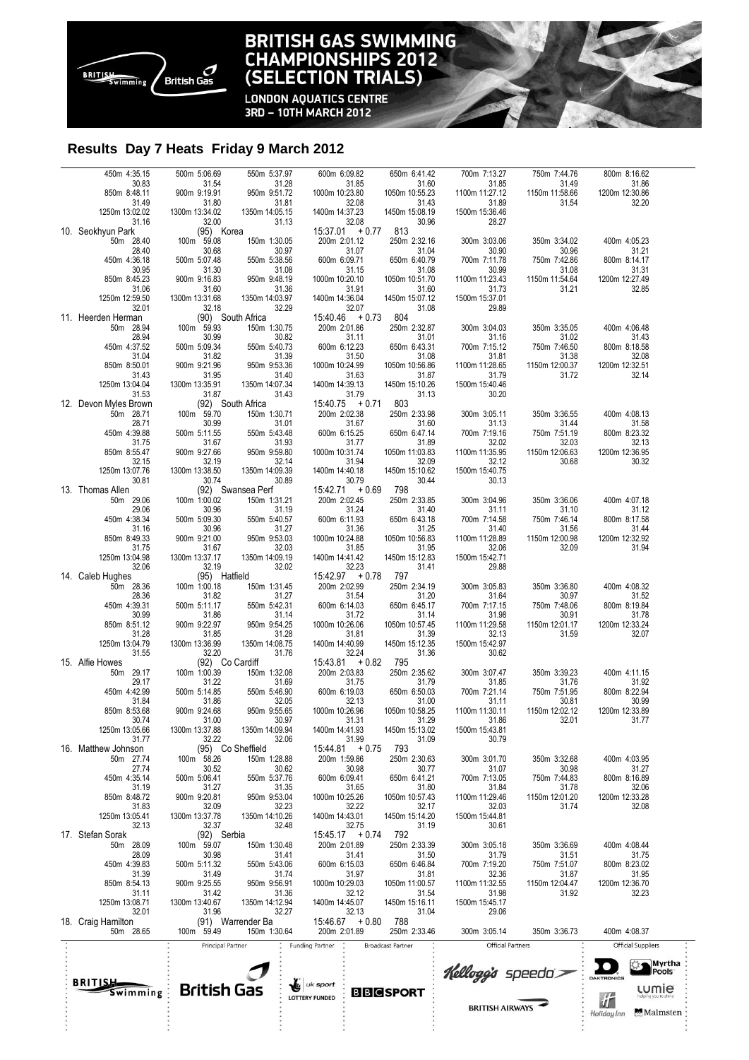# BRITISH GAS SWIMMING CHAMPIONSHIPS 2012 (SELECTION TRIALS)

LONDON AQUATICS CENTRE
3RD – 10TH MARCH 2012

## Results Day 7 Heats Friday 9 March 2012

| | | | | | | | |
|---|---|---|---|---|---|---|---|
| 450m 4:35.15 | 500m 5:06.69 | 550m 5:37.97 | 600m 6:09.82 | 650m 6:41.42 | 700m 7:13.27 | 750m 7:44.76 | 800m 8:16.62 |
| 30.83 | 31.54 | 31.28 | 31.85 | 31.60 | 31.85 | 31.49 | 31.86 |
| 850m 8:48.11 | 900m 9:19.91 | 950m 9:51.72 | 1000m 10:23.80 | 1050m 10:55.23 | 1100m 11:27.12 | 1150m 11:58.66 | 1200m 12:30.86 |
| 31.49 | 31.80 | 31.81 | 32.08 | 31.43 | 31.89 | 31.54 | 32.20 |
| 1250m 13:02.02 | 1300m 13:34.02 | 1350m 14:05.15 | 1400m 14:37.23 | 1450m 15:08.19 | 1500m 15:36.46 | | |
| 31.16 | 32.00 | 31.13 | 32.08 | 30.96 | 28.27 | | |

**10. Seokhyun Park (95) Korea 15:37.01 + 0.77 813**

| | | | | | | | |
|---|---|---|---|---|---|---|---|
| 50m 28.40 | 100m 59.08 | 150m 1:30.05 | 200m 2:01.12 | 250m 2:32.16 | 300m 3:03.06 | 350m 3:34.02 | 400m 4:05.23 |
| 28.40 | 30.68 | 30.97 | 31.07 | 31.04 | 30.90 | 30.96 | 31.21 |
| 450m 4:36.18 | 500m 5:07.48 | 550m 5:38.56 | 600m 6:09.71 | 650m 6:40.79 | 700m 7:11.78 | 750m 7:42.86 | 800m 8:14.17 |
| 30.95 | 31.30 | 31.08 | 31.15 | 31.08 | 30.99 | 31.08 | 31.31 |
| 850m 8:45.23 | 900m 9:16.83 | 950m 9:48.19 | 1000m 10:20.10 | 1050m 10:51.70 | 1100m 11:23.43 | 1150m 11:54.64 | 1200m 12:27.49 |
| 31.06 | 31.60 | 31.36 | 31.91 | 31.60 | 31.73 | 31.21 | 32.85 |
| 1250m 12:59.50 | 1300m 13:31.68 | 1350m 14:03.97 | 1400m 14:36.04 | 1450m 15:07.12 | 1500m 15:37.01 | | |
| 32.01 | 32.18 | 32.29 | 32.07 | 31.08 | 29.89 | | |

**11. Heerden Herman (90) South Africa 15:40.46 + 0.73 804**

| | | | | | | | |
|---|---|---|---|---|---|---|---|
| 50m 28.94 | 100m 59.93 | 150m 1:30.75 | 200m 2:01.86 | 250m 2:32.87 | 300m 3:04.03 | 350m 3:35.05 | 400m 4:06.48 |
| 28.94 | 30.99 | 30.82 | 31.11 | 31.01 | 31.16 | 31.02 | 31.43 |
| 450m 4:37.52 | 500m 5:09.34 | 550m 5:40.73 | 600m 6:12.23 | 650m 6:43.31 | 700m 7:15.12 | 750m 7:46.50 | 800m 8:18.58 |
| 31.04 | 31.82 | 31.39 | 31.50 | 31.08 | 31.81 | 31.38 | 32.08 |
| 850m 8:50.01 | 900m 9:21.96 | 950m 9:53.36 | 1000m 10:24.99 | 1050m 10:56.86 | 1100m 11:28.65 | 1150m 12:00.37 | 1200m 12:32.51 |
| 31.43 | 31.95 | 31.40 | 31.63 | 31.87 | 31.79 | 31.72 | 32.14 |
| 1250m 13:04.04 | 1300m 13:35.91 | 1350m 14:07.34 | 1400m 14:39.13 | 1450m 15:10.26 | 1500m 15:40.46 | | |
| 31.53 | 31.87 | 31.43 | 31.79 | 31.13 | 30.20 | | |

**12. Devon Myles Brown (92) South Africa 15:40.75 + 0.71 803**

| | | | | | | | |
|---|---|---|---|---|---|---|---|
| 50m 28.71 | 100m 59.70 | 150m 1:30.71 | 200m 2:02.38 | 250m 2:33.98 | 300m 3:05.11 | 350m 3:36.55 | 400m 4:08.13 |
| 28.71 | 30.99 | 31.01 | 31.67 | 31.60 | 31.13 | 31.44 | 31.58 |
| 450m 4:39.88 | 500m 5:11.55 | 550m 5:43.48 | 600m 6:15.25 | 650m 6:47.14 | 700m 7:19.16 | 750m 7:51.19 | 800m 8:23.32 |
| 31.75 | 31.67 | 31.93 | 31.77 | 31.89 | 32.02 | 32.03 | 32.13 |
| 850m 8:55.47 | 900m 9:27.66 | 950m 9:59.80 | 1000m 10:31.74 | 1050m 11:03.83 | 1100m 11:35.95 | 1150m 12:06.63 | 1200m 12:36.95 |
| 32.15 | 32.19 | 32.14 | 31.94 | 32.09 | 32.12 | 30.68 | 30.32 |
| 1250m 13:07.76 | 1300m 13:38.50 | 1350m 14:09.39 | 1400m 14:40.18 | 1450m 15:10.62 | 1500m 15:40.75 | | |
| 30.81 | 30.74 | 30.89 | 30.79 | 30.44 | 30.13 | | |

**13. Thomas Allen (92) Swansea Perf 15:42.71 + 0.69 798**

| | | | | | | | |
|---|---|---|---|---|---|---|---|
| 50m 29.06 | 100m 1:00.02 | 150m 1:31.21 | 200m 2:02.45 | 250m 2:33.85 | 300m 3:04.96 | 350m 3:36.06 | 400m 4:07.18 |
| 29.06 | 30.96 | 31.19 | 31.24 | 31.40 | 31.11 | 31.10 | 31.12 |
| 450m 4:38.34 | 500m 5:09.30 | 550m 5:40.57 | 600m 6:11.93 | 650m 6:43.18 | 700m 7:14.58 | 750m 7:46.14 | 800m 8:17.58 |
| 31.16 | 30.96 | 31.27 | 31.36 | 31.25 | 31.40 | 31.56 | 31.44 |
| 850m 8:49.33 | 900m 9:21.00 | 950m 9:53.03 | 1000m 10:24.88 | 1050m 10:56.83 | 1100m 11:28.89 | 1150m 12:00.98 | 1200m 12:32.92 |
| 31.75 | 31.67 | 32.03 | 31.85 | 31.95 | 32.06 | 32.09 | 31.94 |
| 1250m 13:04.98 | 1300m 13:37.17 | 1350m 14:09.19 | 1400m 14:41.42 | 1450m 15:12.83 | 1500m 15:42.71 | | |
| 32.06 | 32.19 | 32.02 | 32.23 | 31.41 | 29.88 | | |

**14. Caleb Hughes (95) Hatfield 15:42.97 + 0.78 797**

| | | | | | | | |
|---|---|---|---|---|---|---|---|
| 50m 28.36 | 100m 1:00.18 | 150m 1:31.45 | 200m 2:02.99 | 250m 2:34.19 | 300m 3:05.83 | 350m 3:36.80 | 400m 4:08.32 |
| 28.36 | 31.82 | 31.27 | 31.54 | 31.20 | 31.64 | 30.97 | 31.52 |
| 450m 4:39.31 | 500m 5:11.17 | 550m 5:42.31 | 600m 6:14.03 | 650m 6:45.17 | 700m 7:17.15 | 750m 7:48.06 | 800m 8:19.84 |
| 30.99 | 31.86 | 31.14 | 31.72 | 31.14 | 31.98 | 30.91 | 31.78 |
| 850m 8:51.12 | 900m 9:22.97 | 950m 9:54.25 | 1000m 10:26.06 | 1050m 10:57.45 | 1100m 11:29.58 | 1150m 12:01.17 | 1200m 12:33.24 |
| 31.28 | 31.85 | 31.28 | 31.81 | 31.39 | 32.13 | 31.59 | 32.07 |
| 1250m 13:04.79 | 1300m 13:36.99 | 1350m 14:08.75 | 1400m 14:40.99 | 1450m 15:12.35 | 1500m 15:42.97 | | |
| 31.55 | 32.20 | 31.76 | 32.24 | 31.36 | 30.62 | | |

**15. Alfie Howes (92) Co Cardiff 15:43.81 + 0.82 795**

| | | | | | | | |
|---|---|---|---|---|---|---|---|
| 50m 29.17 | 100m 1:00.39 | 150m 1:32.08 | 200m 2:03.83 | 250m 2:35.62 | 300m 3:07.47 | 350m 3:39.23 | 400m 4:11.15 |
| 29.17 | 31.22 | 31.69 | 31.75 | 31.79 | 31.85 | 31.76 | 31.92 |
| 450m 4:42.99 | 500m 5:14.85 | 550m 5:46.90 | 600m 6:19.03 | 650m 6:50.03 | 700m 7:21.14 | 750m 7:51.95 | 800m 8:22.94 |
| 31.84 | 31.86 | 32.05 | 32.13 | 31.00 | 31.11 | 30.81 | 30.99 |
| 850m 8:53.68 | 900m 9:24.68 | 950m 9:55.65 | 1000m 10:26.96 | 1050m 10:58.25 | 1100m 11:30.11 | 1150m 12:02.12 | 1200m 12:33.89 |
| 30.74 | 31.00 | 30.97 | 31.31 | 31.29 | 31.86 | 32.01 | 31.77 |
| 1250m 13:05.66 | 1300m 13:37.88 | 1350m 14:09.94 | 1400m 14:41.93 | 1450m 15:13.02 | 1500m 15:43.81 | | |
| 31.77 | 32.22 | 32.06 | 31.99 | 31.09 | 30.79 | | |

**16. Matthew Johnson (95) Co Sheffield 15:44.81 + 0.75 793**

| | | | | | | | |
|---|---|---|---|---|---|---|---|
| 50m 27.74 | 100m 58.26 | 150m 1:28.88 | 200m 1:59.86 | 250m 2:30.63 | 300m 3:01.70 | 350m 3:32.68 | 400m 4:03.95 |
| 27.74 | 30.52 | 30.62 | 30.98 | 30.77 | 31.07 | 30.98 | 31.27 |
| 450m 4:35.14 | 500m 5:06.41 | 550m 5:37.76 | 600m 6:09.41 | 650m 6:41.21 | 700m 7:13.05 | 750m 7:44.83 | 800m 8:16.89 |
| 31.19 | 31.27 | 31.35 | 31.65 | 31.80 | 31.84 | 31.78 | 32.06 |
| 850m 8:48.72 | 900m 9:20.81 | 950m 9:53.04 | 1000m 10:25.26 | 1050m 10:57.43 | 1100m 11:29.46 | 1150m 12:01.20 | 1200m 12:33.28 |
| 31.83 | 32.09 | 32.23 | 32.22 | 32.17 | 32.03 | 31.74 | 32.08 |
| 1250m 13:05.41 | 1300m 13:37.78 | 1350m 14:10.26 | 1400m 14:43.01 | 1450m 15:14.20 | 1500m 15:44.81 | | |
| 32.13 | 32.37 | 32.48 | 32.75 | 31.19 | 30.61 | | |

**17. Stefan Sorak (92) Serbia 15:45.17 + 0.74 792**

| | | | | | | | |
|---|---|---|---|---|---|---|---|
| 50m 28.09 | 100m 59.07 | 150m 1:30.48 | 200m 2:01.89 | 250m 2:33.39 | 300m 3:05.18 | 350m 3:36.69 | 400m 4:08.44 |
| 28.09 | 30.98 | 31.41 | 31.41 | 31.50 | 31.79 | 31.51 | 31.75 |
| 450m 4:39.83 | 500m 5:11.32 | 550m 5:43.06 | 600m 6:15.03 | 650m 6:46.84 | 700m 7:19.20 | 750m 7:51.07 | 800m 8:23.02 |
| 31.39 | 31.49 | 31.74 | 31.97 | 31.81 | 32.36 | 31.87 | 31.95 |
| 850m 8:54.13 | 900m 9:25.55 | 950m 9:56.91 | 1000m 10:29.03 | 1050m 11:00.57 | 1100m 11:32.55 | 1150m 12:04.47 | 1200m 12:36.70 |
| 31.11 | 31.42 | 31.36 | 32.12 | 31.54 | 31.98 | 31.92 | 32.23 |
| 1250m 13:08.71 | 1300m 13:40.67 | 1350m 14:12.94 | 1400m 14:45.07 | 1450m 15:16.11 | 1500m 15:45.17 | | |
| 32.01 | 31.96 | 32.27 | 32.13 | 31.04 | 29.06 | | |

**18. Craig Hamilton (91) Warrender Ba 15:46.67 + 0.80 788**

| | | | | | | | |
|---|---|---|---|---|---|---|---|
| 50m 28.65 | 100m 59.49 | 150m 1:30.64 | 200m 2:01.89 | 250m 2:33.46 | 300m 3:05.14 | 350m 3:36.73 | 400m 4:08.37 |

Principal Partner: British Gas | Funding Partner: uk sport, Lottery Funded | Broadcast Partner: BBC Sport | Official Partners: Kellogg's, speedo, British Airways | Official Suppliers: Daktronics, Myrtha Pools, Lumie, Holiday Inn, Malmsten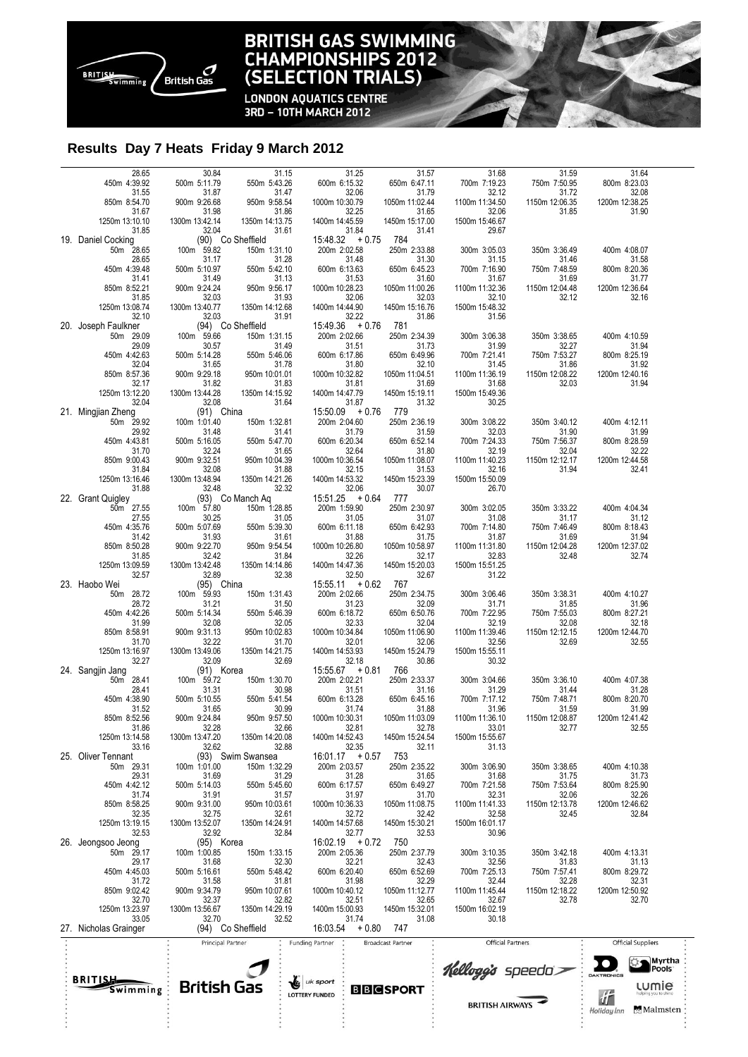# BRITISH GAS SWIMMING CHAMPIONSHIPS 2012 (SELECTION TRIALS)

LONDON AQUATICS CENTRE
3RD – 10TH MARCH 2012

## Results Day 7 Heats Friday 9 March 2012

| | | | | | | | |
|---|---|---|---|---|---|---|---|
| 28.65 | 30.84 | 31.15 | 31.25 | 31.57 | 31.68 | 31.59 | 31.64 |
| 450m 4:39.92 | 500m 5:11.79 | 550m 5:43.26 | 600m 6:15.32 | 650m 6:47.11 | 700m 7:19.23 | 750m 7:50.95 | 800m 8:23.03 |
| 31.55 | 31.87 | 31.47 | 32.06 | 31.79 | 32.12 | 31.72 | 32.08 |
| 850m 8:54.70 | 900m 9:26.68 | 950m 9:58.54 | 1000m 10:30.79 | 1050m 11:02.44 | 1100m 11:34.50 | 1150m 12:06.35 | 1200m 12:38.25 |
| 31.67 | 31.98 | 31.86 | 32.25 | 31.65 | 32.06 | 31.85 | 31.90 |
| 1250m 13:10.10 | 1300m 13:42.14 | 1350m 14:13.75 | 1400m 14:45.59 | 1450m 15:17.00 | 1500m 15:46.67 | | |
| 31.85 | 32.04 | 31.61 | 31.84 | 31.41 | 29.67 | | |

**19. Daniel Cocking** (90) Co Sheffield 15:48.32 + 0.75 784

| | | | | | | | |
|---|---|---|---|---|---|---|---|
| 50m 28.65 | 100m 59.82 | 150m 1:31.10 | 200m 2:02.58 | 250m 2:33.88 | 300m 3:05.03 | 350m 3:36.49 | 400m 4:08.07 |
| 28.65 | 31.17 | 31.28 | 31.48 | 31.30 | 31.15 | 31.46 | 31.58 |
| 450m 4:39.48 | 500m 5:10.97 | 550m 5:42.10 | 600m 6:13.63 | 650m 6:45.23 | 700m 7:16.90 | 750m 7:48.59 | 800m 8:20.36 |
| 31.41 | 31.49 | 31.13 | 31.53 | 31.60 | 31.67 | 31.69 | 31.77 |
| 850m 8:52.21 | 900m 9:24.24 | 950m 9:56.17 | 1000m 10:28.23 | 1050m 11:00.26 | 1100m 11:32.36 | 1150m 12:04.48 | 1200m 12:36.64 |
| 31.85 | 32.03 | 31.93 | 32.06 | 32.03 | 32.10 | 32.12 | 32.16 |
| 1250m 13:08.74 | 1300m 13:40.77 | 1350m 14:12.68 | 1400m 14:44.90 | 1450m 15:16.76 | 1500m 15:48.32 | | |
| 32.10 | 32.03 | 31.91 | 32.22 | 31.86 | 31.56 | | |

**20. Joseph Faulkner** (94) Co Sheffield 15:49.36 + 0.76 781

| | | | | | | | |
|---|---|---|---|---|---|---|---|
| 50m 29.09 | 100m 59.66 | 150m 1:31.15 | 200m 2:02.66 | 250m 2:34.39 | 300m 3:06.38 | 350m 3:38.65 | 400m 4:10.59 |
| 29.09 | 30.57 | 31.49 | 31.51 | 31.73 | 31.99 | 32.27 | 31.94 |
| 450m 4:42.63 | 500m 5:14.28 | 550m 5:46.06 | 600m 6:17.86 | 650m 6:49.96 | 700m 7:21.41 | 750m 7:53.27 | 800m 8:25.19 |
| 32.04 | 31.65 | 31.78 | 31.80 | 32.10 | 31.45 | 31.86 | 31.92 |
| 850m 8:57.36 | 900m 9:29.18 | 950m 10:01.01 | 1000m 10:32.82 | 1050m 11:04.51 | 1100m 11:36.19 | 1150m 12:08.22 | 1200m 12:40.16 |
| 32.17 | 31.82 | 31.83 | 31.81 | 31.69 | 31.68 | 32.03 | 31.94 |
| 1250m 13:12.20 | 1300m 13:44.28 | 1350m 14:15.92 | 1400m 14:47.79 | 1450m 15:19.11 | 1500m 15:49.36 | | |
| 32.04 | 32.08 | 31.64 | 31.87 | 31.32 | 30.25 | | |

**21. Mingjian Zheng** (91) China 15:50.09 + 0.76 779

| | | | | | | | |
|---|---|---|---|---|---|---|---|
| 50m 29.92 | 100m 1:01.40 | 150m 1:32.81 | 200m 2:04.60 | 250m 2:36.19 | 300m 3:08.22 | 350m 3:40.12 | 400m 4:12.11 |
| 29.92 | 31.48 | 31.41 | 31.79 | 31.59 | 32.03 | 31.90 | 31.99 |
| 450m 4:43.81 | 500m 5:16.05 | 550m 5:47.70 | 600m 6:20.34 | 650m 6:52.14 | 700m 7:24.33 | 750m 7:56.37 | 800m 8:28.59 |
| 31.70 | 32.24 | 31.65 | 32.64 | 31.80 | 32.19 | 32.04 | 32.22 |
| 850m 9:00.43 | 900m 9:32.51 | 950m 10:04.39 | 1000m 10:36.54 | 1050m 11:08.07 | 1100m 11:40.23 | 1150m 12:12.17 | 1200m 12:44.58 |
| 31.84 | 32.08 | 31.88 | 32.15 | 31.53 | 32.16 | 31.94 | 32.41 |
| 1250m 13:16.46 | 1300m 13:48.94 | 1350m 14:21.26 | 1400m 14:53.32 | 1450m 15:23.39 | 1500m 15:50.09 | | |
| 31.88 | 32.48 | 32.32 | 32.06 | 30.07 | 26.70 | | |

**22. Grant Quigley** (93) Co Manch Aq 15:51.25 + 0.64 777

| | | | | | | | |
|---|---|---|---|---|---|---|---|
| 50m 27.55 | 100m 57.80 | 150m 1:28.85 | 200m 1:59.90 | 250m 2:30.97 | 300m 3:02.05 | 350m 3:33.22 | 400m 4:04.34 |
| 27.55 | 30.25 | 31.05 | 31.05 | 31.07 | 31.08 | 31.17 | 31.12 |
| 450m 4:35.76 | 500m 5:07.69 | 550m 5:39.30 | 600m 6:11.18 | 650m 6:42.93 | 700m 7:14.80 | 750m 7:46.49 | 800m 8:18.43 |
| 31.42 | 31.93 | 31.61 | 31.88 | 31.75 | 31.87 | 31.69 | 31.94 |
| 850m 8:50.28 | 900m 9:22.70 | 950m 9:54.54 | 1000m 10:26.80 | 1050m 10:58.97 | 1100m 11:31.80 | 1150m 12:04.28 | 1200m 12:37.02 |
| 31.85 | 32.42 | 31.84 | 32.26 | 32.17 | 32.83 | 32.48 | 32.74 |
| 1250m 13:09.59 | 1300m 13:42.48 | 1350m 14:14.86 | 1400m 14:47.36 | 1450m 15:20.03 | 1500m 15:51.25 | | |
| 32.57 | 32.89 | 32.38 | 32.50 | 32.67 | 31.22 | | |

**23. Haobo Wei** (95) China 15:55.11 + 0.62 767

| | | | | | | | |
|---|---|---|---|---|---|---|---|
| 50m 28.72 | 100m 59.93 | 150m 1:31.43 | 200m 2:02.66 | 250m 2:34.75 | 300m 3:06.46 | 350m 3:38.31 | 400m 4:10.27 |
| 28.72 | 31.21 | 31.50 | 31.23 | 32.09 | 31.71 | 31.85 | 31.96 |
| 450m 4:42.26 | 500m 5:14.34 | 550m 5:46.39 | 600m 6:18.72 | 650m 6:50.76 | 700m 7:22.95 | 750m 7:55.03 | 800m 8:27.21 |
| 31.99 | 32.08 | 32.05 | 32.33 | 32.04 | 32.19 | 32.08 | 32.18 |
| 850m 8:58.91 | 900m 9:31.13 | 950m 10:02.83 | 1000m 10:34.84 | 1050m 11:06.90 | 1100m 11:39.46 | 1150m 12:12.15 | 1200m 12:44.70 |
| 31.70 | 32.22 | 31.70 | 32.01 | 32.06 | 32.56 | 32.69 | 32.55 |
| 1250m 13:16.97 | 1300m 13:49.06 | 1350m 14:21.75 | 1400m 14:53.93 | 1450m 15:24.79 | 1500m 15:55.11 | | |
| 32.27 | 32.09 | 32.69 | 32.18 | 30.86 | 30.32 | | |

**24. Sangjin Jang** (91) Korea 15:55.67 + 0.81 766

| | | | | | | | |
|---|---|---|---|---|---|---|---|
| 50m 28.41 | 100m 59.72 | 150m 1:30.70 | 200m 2:02.21 | 250m 2:33.37 | 300m 3:04.66 | 350m 3:36.10 | 400m 4:07.38 |
| 28.41 | 31.31 | 30.98 | 31.51 | 31.16 | 31.29 | 31.44 | 31.28 |
| 450m 4:38.90 | 500m 5:10.55 | 550m 5:41.54 | 600m 6:13.28 | 650m 6:45.16 | 700m 7:17.12 | 750m 7:48.71 | 800m 8:20.70 |
| 31.52 | 31.65 | 30.99 | 31.74 | 31.88 | 31.96 | 31.59 | 31.99 |
| 850m 8:52.56 | 900m 9:24.84 | 950m 9:57.50 | 1000m 10:30.31 | 1050m 11:03.09 | 1100m 11:36.10 | 1150m 12:08.87 | 1200m 12:41.42 |
| 31.86 | 32.28 | 32.66 | 32.81 | 32.78 | 33.01 | 32.77 | 32.55 |
| 1250m 13:14.58 | 1300m 13:47.20 | 1350m 14:20.08 | 1400m 14:52.43 | 1450m 15:24.54 | 1500m 15:55.67 | | |
| 33.16 | 32.62 | 32.88 | 32.35 | 32.11 | 31.13 | | |

**25. Oliver Tennant** (93) Swim Swansea 16:01.17 + 0.57 753

| | | | | | | | |
|---|---|---|---|---|---|---|---|
| 50m 29.31 | 100m 1:01.00 | 150m 1:32.29 | 200m 2:03.57 | 250m 2:35.22 | 300m 3:06.90 | 350m 3:38.65 | 400m 4:10.38 |
| 29.31 | 31.69 | 31.29 | 31.28 | 31.65 | 31.68 | 31.75 | 31.73 |
| 450m 4:42.12 | 500m 5:14.03 | 550m 5:45.60 | 600m 6:17.57 | 650m 6:49.27 | 700m 7:21.58 | 750m 7:53.64 | 800m 8:25.90 |
| 31.74 | 31.91 | 31.57 | 31.97 | 31.70 | 32.31 | 32.06 | 32.26 |
| 850m 8:58.25 | 900m 9:31.00 | 950m 10:03.61 | 1000m 10:36.33 | 1050m 11:08.75 | 1100m 11:41.33 | 1150m 12:13.78 | 1200m 12:46.62 |
| 32.35 | 32.75 | 32.61 | 32.72 | 32.42 | 32.58 | 32.45 | 32.84 |
| 1250m 13:19.15 | 1300m 13:52.07 | 1350m 14:24.91 | 1400m 14:57.68 | 1450m 15:30.21 | 1500m 16:01.17 | | |
| 32.53 | 32.92 | 32.84 | 32.77 | 32.53 | 30.96 | | |

**26. Jeongsoo Jeong** (95) Korea 16:02.19 + 0.72 750

| | | | | | | | |
|---|---|---|---|---|---|---|---|
| 50m 29.17 | 100m 1:00.85 | 150m 1:33.15 | 200m 2:05.36 | 250m 2:37.79 | 300m 3:10.35 | 350m 3:42.18 | 400m 4:13.31 |
| 29.17 | 31.68 | 32.30 | 32.21 | 32.43 | 32.56 | 31.83 | 31.13 |
| 450m 4:45.03 | 500m 5:16.61 | 550m 5:48.42 | 600m 6:20.40 | 650m 6:52.69 | 700m 7:25.13 | 750m 7:57.41 | 800m 8:29.72 |
| 31.72 | 31.58 | 31.81 | 31.98 | 32.29 | 32.44 | 32.28 | 32.31 |
| 850m 9:02.42 | 900m 9:34.79 | 950m 10:07.61 | 1000m 10:40.12 | 1050m 11:12.77 | 1100m 11:45.44 | 1150m 12:18.22 | 1200m 12:50.92 |
| 32.70 | 32.37 | 32.82 | 32.51 | 32.65 | 32.67 | 32.78 | 32.70 |
| 1250m 13:23.97 | 1300m 13:56.67 | 1350m 14:29.19 | 1400m 15:00.93 | 1450m 15:32.01 | 1500m 16:02.19 | | |
| 33.05 | 32.70 | 32.52 | 31.74 | 31.08 | 30.18 | | |

**27. Nicholas Grainger** (94) Co Sheffield 16:03.54 + 0.80 747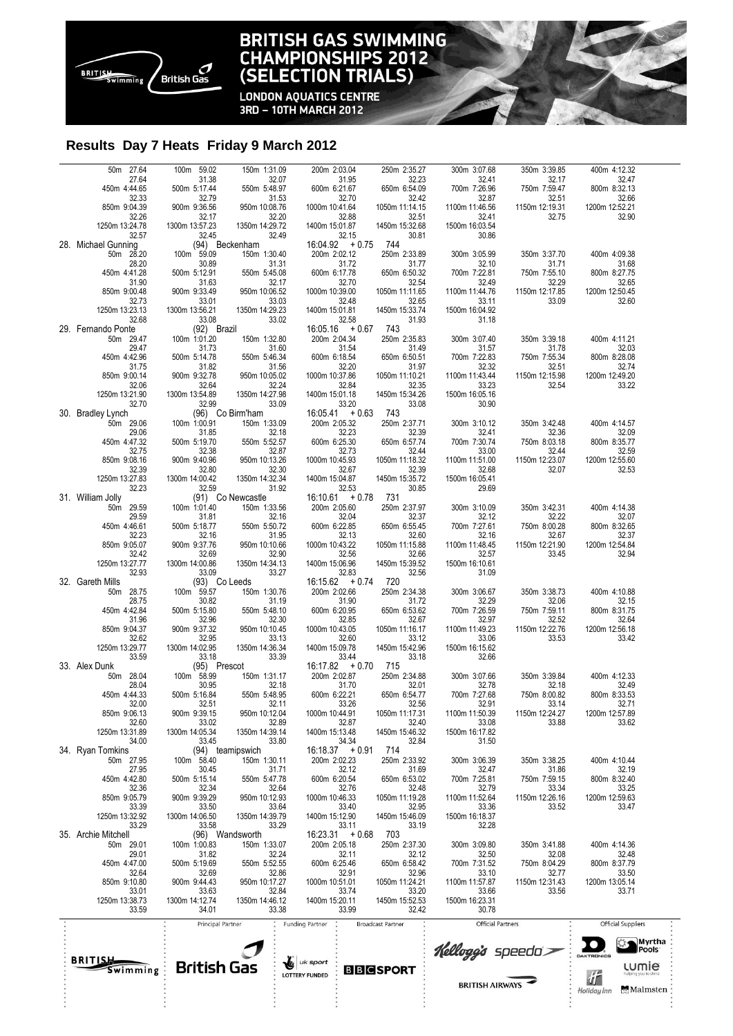# BRITISH GAS SWIMMING CHAMPIONSHIPS 2012 (SELECTION TRIALS)

LONDON AQUATICS CENTRE
3RD – 10TH MARCH 2012

## Results Day 7 Heats Friday 9 March 2012

| | | | | | | | |
|---|---|---|---|---|---|---|---|
| 50m 27.64 | 100m 59.02 | 150m 1:31.09 | 200m 2:03.04 | 250m 2:35.27 | 300m 3:07.68 | 350m 3:39.85 | 400m 4:12.32 |
| 27.64 | 31.38 | 32.07 | 31.95 | 32.23 | 32.41 | 32.17 | 32.47 |
| 450m 4:44.65 | 500m 5:17.44 | 550m 5:48.97 | 600m 6:21.67 | 650m 6:54.09 | 700m 7:26.96 | 750m 7:59.47 | 800m 8:32.13 |
| 32.33 | 32.79 | 31.53 | 32.70 | 32.42 | 32.87 | 32.51 | 32.66 |
| 850m 9:04.39 | 900m 9:36.56 | 950m 10:08.76 | 1000m 10:41.64 | 1050m 11:14.15 | 1100m 11:46.56 | 1150m 12:19.31 | 1200m 12:52.21 |
| 32.26 | 32.17 | 32.20 | 32.88 | 32.51 | 32.41 | 32.75 | 32.90 |
| 1250m 13:24.78 | 1300m 13:57.23 | 1350m 14:29.72 | 1400m 15:01.87 | 1450m 15:32.68 | 1500m 16:03.54 | | |
| 32.57 | 32.45 | 32.49 | 32.15 | 30.81 | 30.86 | | |

**28. Michael Gunning** (94) Beckenham 16:04.92 +0.75 744

| | | | | | | | |
|---|---|---|---|---|---|---|---|
| 50m 28.20 | 100m 59.09 | 150m 1:30.40 | 200m 2:02.12 | 250m 2:33.89 | 300m 3:05.99 | 350m 3:37.70 | 400m 4:09.38 |
| 28.20 | 30.89 | 31.31 | 31.72 | 31.77 | 32.10 | 31.71 | 31.68 |
| 450m 4:41.28 | 500m 5:12.91 | 550m 5:45.08 | 600m 6:17.78 | 650m 6:50.32 | 700m 7:22.81 | 750m 7:55.10 | 800m 8:27.75 |
| 31.90 | 31.63 | 32.17 | 32.70 | 32.54 | 32.49 | 32.29 | 32.65 |
| 850m 9:00.48 | 900m 9:33.49 | 950m 10:06.52 | 1000m 10:39.00 | 1050m 11:11.65 | 1100m 11:44.76 | 1150m 12:17.85 | 1200m 12:50.45 |
| 32.73 | 33.01 | 33.03 | 32.48 | 32.65 | 33.11 | 33.09 | 32.60 |
| 1250m 13:23.13 | 1300m 13:56.21 | 1350m 14:29.23 | 1400m 15:01.81 | 1450m 15:33.74 | 1500m 16:04.92 | | |
| 32.68 | 33.08 | 33.02 | 32.58 | 31.93 | 31.18 | | |

**29. Fernando Ponte** (92) Brazil 16:05.16 +0.67 743

| | | | | | | | |
|---|---|---|---|---|---|---|---|
| 50m 29.47 | 100m 1:01.20 | 150m 1:32.80 | 200m 2:04.34 | 250m 2:35.83 | 300m 3:07.40 | 350m 3:39.18 | 400m 4:11.21 |
| 29.47 | 31.73 | 31.60 | 31.54 | 31.49 | 31.57 | 31.78 | 32.03 |
| 450m 4:42.96 | 500m 5:14.78 | 550m 5:46.34 | 600m 6:18.54 | 650m 6:50.51 | 700m 7:22.83 | 750m 7:55.34 | 800m 8:28.08 |
| 31.75 | 31.82 | 31.56 | 32.20 | 31.97 | 32.32 | 32.51 | 32.74 |
| 850m 9:00.14 | 900m 9:32.78 | 950m 10:05.02 | 1000m 10:37.86 | 1050m 11:10.21 | 1100m 11:43.44 | 1150m 12:15.98 | 1200m 12:49.20 |
| 32.06 | 32.64 | 32.24 | 32.84 | 32.35 | 33.23 | 32.54 | 33.22 |
| 1250m 13:21.90 | 1300m 13:54.89 | 1350m 14:27.98 | 1400m 15:01.18 | 1450m 15:34.26 | 1500m 16:05.16 | | |
| 32.70 | 32.99 | 33.09 | 33.20 | 33.08 | 30.90 | | |

**30. Bradley Lynch** (96) Co Birm'ham 16:05.41 +0.63 743

| | | | | | | | |
|---|---|---|---|---|---|---|---|
| 50m 29.06 | 100m 1:00.91 | 150m 1:33.09 | 200m 2:05.32 | 250m 2:37.71 | 300m 3:10.12 | 350m 3:42.48 | 400m 4:14.57 |
| 29.06 | 31.85 | 32.18 | 32.23 | 32.39 | 32.41 | 32.36 | 32.09 |
| 450m 4:47.32 | 500m 5:19.70 | 550m 5:52.57 | 600m 6:25.30 | 650m 6:57.74 | 700m 7:30.74 | 750m 8:03.18 | 800m 8:35.77 |
| 32.75 | 32.38 | 32.87 | 32.73 | 32.44 | 33.00 | 32.44 | 32.59 |
| 850m 9:08.16 | 900m 9:40.96 | 950m 10:13.26 | 1000m 10:45.93 | 1050m 11:18.32 | 1100m 11:51.00 | 1150m 12:23.07 | 1200m 12:55.60 |
| 32.39 | 32.80 | 32.30 | 32.67 | 32.39 | 32.68 | 32.07 | 32.53 |
| 1250m 13:27.83 | 1300m 14:00.42 | 1350m 14:32.34 | 1400m 15:04.87 | 1450m 15:35.72 | 1500m 16:05.41 | | |
| 32.23 | 32.59 | 31.92 | 32.53 | 30.85 | 29.69 | | |

**31. William Jolly** (91) Co Newcastle 16:10.61 +0.78 731

| | | | | | | | |
|---|---|---|---|---|---|---|---|
| 50m 29.59 | 100m 1:01.40 | 150m 1:33.56 | 200m 2:05.60 | 250m 2:37.97 | 300m 3:10.09 | 350m 3:42.31 | 400m 4:14.38 |
| 29.59 | 31.81 | 32.16 | 32.04 | 32.37 | 32.12 | 32.22 | 32.07 |
| 450m 4:46.61 | 500m 5:18.77 | 550m 5:50.72 | 600m 6:22.85 | 650m 6:55.45 | 700m 7:27.61 | 750m 8:00.28 | 800m 8:32.65 |
| 32.23 | 32.16 | 31.95 | 32.13 | 32.60 | 32.16 | 32.67 | 32.37 |
| 850m 9:05.07 | 900m 9:37.76 | 950m 10:10.66 | 1000m 10:43.22 | 1050m 11:15.88 | 1100m 11:48.45 | 1150m 12:21.90 | 1200m 12:54.84 |
| 32.42 | 32.69 | 32.90 | 32.56 | 32.66 | 32.57 | 33.45 | 32.94 |
| 1250m 13:27.77 | 1300m 14:00.86 | 1350m 14:34.13 | 1400m 15:06.96 | 1450m 15:39.52 | 1500m 16:10.61 | | |
| 32.93 | 33.09 | 33.27 | 32.83 | 32.56 | 31.09 | | |

**32. Gareth Mills** (93) Co Leeds 16:15.62 +0.74 720

| | | | | | | | |
|---|---|---|---|---|---|---|---|
| 50m 28.75 | 100m 59.57 | 150m 1:30.76 | 200m 2:02.66 | 250m 2:34.38 | 300m 3:06.67 | 350m 3:38.73 | 400m 4:10.88 |
| 28.75 | 30.82 | 31.19 | 31.90 | 31.72 | 32.29 | 32.06 | 32.15 |
| 450m 4:42.84 | 500m 5:15.80 | 550m 5:48.10 | 600m 6:20.95 | 650m 6:53.62 | 700m 7:26.59 | 750m 7:59.11 | 800m 8:31.75 |
| 31.96 | 32.96 | 32.30 | 32.85 | 32.67 | 32.97 | 32.52 | 32.64 |
| 850m 9:04.37 | 900m 9:37.32 | 950m 10:10.45 | 1000m 10:43.05 | 1050m 11:16.17 | 1100m 11:49.23 | 1150m 12:22.76 | 1200m 12:56.18 |
| 32.62 | 32.95 | 33.13 | 32.60 | 33.12 | 33.06 | 33.53 | 33.42 |
| 1250m 13:29.77 | 1300m 14:02.95 | 1350m 14:36.34 | 1400m 15:09.78 | 1450m 15:42.96 | 1500m 16:15.62 | | |
| 33.59 | 33.18 | 33.39 | 33.44 | 33.18 | 32.66 | | |

**33. Alex Dunk** (95) Prescot 16:17.82 +0.70 715

| | | | | | | | |
|---|---|---|---|---|---|---|---|
| 50m 28.04 | 100m 58.99 | 150m 1:31.17 | 200m 2:02.87 | 250m 2:34.88 | 300m 3:07.66 | 350m 3:39.84 | 400m 4:12.33 |
| 28.04 | 30.95 | 32.18 | 31.70 | 32.01 | 32.78 | 32.18 | 32.49 |
| 450m 4:44.33 | 500m 5:16.84 | 550m 5:48.95 | 600m 6:22.21 | 650m 6:54.77 | 700m 7:27.68 | 750m 8:00.82 | 800m 8:33.53 |
| 32.00 | 32.51 | 32.11 | 33.26 | 32.56 | 32.91 | 33.14 | 32.71 |
| 850m 9:06.13 | 900m 9:39.15 | 950m 10:12.04 | 1000m 10:44.91 | 1050m 11:17.31 | 1100m 11:50.39 | 1150m 12:24.27 | 1200m 12:57.89 |
| 32.60 | 33.02 | 32.89 | 32.87 | 32.40 | 33.08 | 33.88 | 33.62 |
| 1250m 13:31.89 | 1300m 14:05.34 | 1350m 14:39.14 | 1400m 15:13.48 | 1450m 15:46.32 | 1500m 16:17.82 | | |
| 34.00 | 33.45 | 33.80 | 34.34 | 32.84 | 31.50 | | |

**34. Ryan Tomkins** (94) teamipswich 16:18.37 +0.91 714

| | | | | | | | |
|---|---|---|---|---|---|---|---|
| 50m 27.95 | 100m 58.40 | 150m 1:30.11 | 200m 2:02.23 | 250m 2:33.92 | 300m 3:06.39 | 350m 3:38.25 | 400m 4:10.44 |
| 27.95 | 30.45 | 31.71 | 32.12 | 31.69 | 32.47 | 31.86 | 32.19 |
| 450m 4:42.80 | 500m 5:15.14 | 550m 5:47.78 | 600m 6:20.54 | 650m 6:53.02 | 700m 7:25.81 | 750m 7:59.15 | 800m 8:32.40 |
| 32.36 | 32.34 | 32.64 | 32.76 | 32.48 | 32.79 | 33.34 | 33.25 |
| 850m 9:05.79 | 900m 9:39.29 | 950m 10:12.93 | 1000m 10:46.33 | 1050m 11:19.28 | 1100m 11:52.64 | 1150m 12:26.16 | 1200m 12:59.63 |
| 33.39 | 33.50 | 33.64 | 33.40 | 32.95 | 33.36 | 33.52 | 33.47 |
| 1250m 13:32.92 | 1300m 14:06.50 | 1350m 14:39.79 | 1400m 15:12.90 | 1450m 15:46.09 | 1500m 16:18.37 | | |
| 33.29 | 33.58 | 33.29 | 33.11 | 33.19 | 32.28 | | |

**35. Archie Mitchell** (96) Wandsworth 16:23.31 +0.68 703

| | | | | | | | |
|---|---|---|---|---|---|---|---|
| 50m 29.01 | 100m 1:00.83 | 150m 1:33.07 | 200m 2:05.18 | 250m 2:37.30 | 300m 3:09.80 | 350m 3:41.88 | 400m 4:14.36 |
| 29.01 | 31.82 | 32.24 | 32.11 | 32.12 | 32.50 | 32.08 | 32.48 |
| 450m 4:47.00 | 500m 5:19.69 | 550m 5:52.55 | 600m 6:25.46 | 650m 6:58.42 | 700m 7:31.52 | 750m 8:04.29 | 800m 8:37.79 |
| 32.64 | 32.69 | 32.86 | 32.91 | 32.96 | 33.10 | 32.77 | 33.50 |
| 850m 9:10.80 | 900m 9:44.43 | 950m 10:17.27 | 1000m 10:51.01 | 1050m 11:24.21 | 1100m 11:57.87 | 1150m 12:31.43 | 1200m 13:05.14 |
| 33.01 | 33.63 | 32.84 | 33.74 | 33.20 | 33.66 | 33.56 | 33.71 |
| 1250m 13:38.73 | 1300m 14:12.74 | 1350m 14:46.12 | 1400m 15:20.11 | 1450m 15:52.53 | 1500m 16:23.31 | | |
| 33.59 | 34.01 | 33.38 | 33.99 | 32.42 | 30.78 | | |

Principal Partner: British Gas | Funding Partner: UK Sport Lottery Funded | Broadcast Partner: BBC Sport | Official Partners: Kellogg's, Speedo, British Airways | Official Suppliers: Daktronics, Myrtha Pools, Lumie, Holiday Inn, Malmsten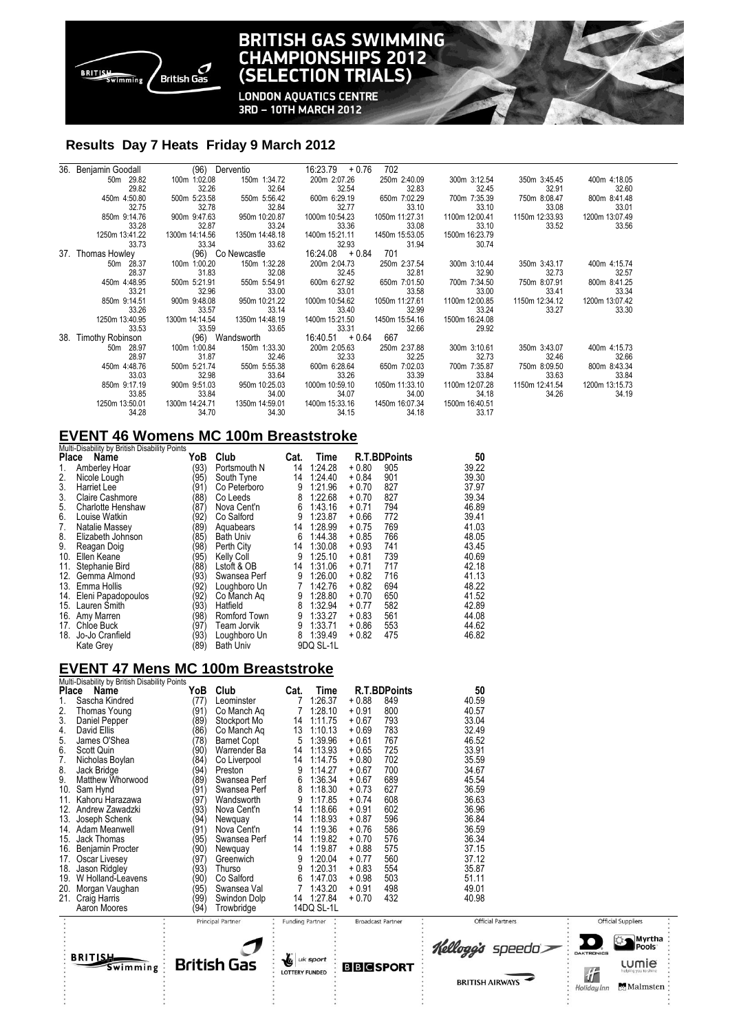# BRITISH GAS SWIMMING CHAMPIONSHIPS 2012 (SELECTION TRIALS)

LONDON AQUATICS CENTRE
3RD – 10TH MARCH 2012

## Results Day 7 Heats Friday 9 March 2012

36. Benjamin Goodall (96) Derventio 16:23.79 + 0.76 702

| 50m 29.82 | 100m 1:02.08 | 150m 1:34.72 | 200m 2:07.26 | 250m 2:40.09 | 300m 3:12.54 | 350m 3:45.45 | 400m 4:18.05 |
|---|---|---|---|---|---|---|---|
| 29.82 | 32.26 | 32.64 | 32.54 | 32.83 | 32.45 | 32.91 | 32.60 |
| 450m 4:50.80 | 500m 5:23.58 | 550m 5:56.42 | 600m 6:29.19 | 650m 7:02.29 | 700m 7:35.39 | 750m 8:08.47 | 800m 8:41.48 |
| 32.75 | 32.78 | 32.84 | 32.77 | 33.10 | 33.10 | 33.08 | 33.01 |
| 850m 9:14.76 | 900m 9:47.63 | 950m 10:20.87 | 1000m 10:54.23 | 1050m 11:27.31 | 1100m 12:00.41 | 1150m 12:33.93 | 1200m 13:07.49 |
| 33.28 | 32.87 | 33.24 | 33.36 | 33.08 | 33.10 | 33.52 | 33.56 |
| 1250m 13:41.22 | 1300m 14:14.56 | 1350m 14:48.18 | 1400m 15:21.11 | 1450m 15:53.05 | 1500m 16:23.79 | | |
| 33.73 | 33.34 | 33.62 | 32.93 | 31.94 | 30.74 | | |

37. Thomas Howley (96) Co Newcastle 16:24.08 + 0.84 701

| 50m 28.37 | 100m 1:00.20 | 150m 1:32.28 | 200m 2:04.73 | 250m 2:37.54 | 300m 3:10.44 | 350m 3:43.17 | 400m 4:15.74 |
|---|---|---|---|---|---|---|---|
| 28.37 | 31.83 | 32.08 | 32.45 | 32.81 | 32.90 | 32.73 | 32.57 |
| 450m 4:48.95 | 500m 5:21.91 | 550m 5:54.91 | 600m 6:27.92 | 650m 7:01.50 | 700m 7:34.50 | 750m 8:07.91 | 800m 8:41.25 |
| 33.21 | 32.96 | 33.00 | 33.01 | 33.58 | 33.00 | 33.41 | 33.34 |
| 850m 9:14.51 | 900m 9:48.08 | 950m 10:21.22 | 1000m 10:54.62 | 1050m 11:27.61 | 1100m 12:00.85 | 1150m 12:34.12 | 1200m 13:07.42 |
| 33.26 | 33.57 | 33.14 | 33.40 | 32.99 | 33.24 | 33.27 | 33.30 |
| 1250m 13:40.95 | 1300m 14:14.54 | 1350m 14:48.19 | 1400m 15:21.50 | 1450m 15:54.16 | 1500m 16:24.08 | | |
| 33.53 | 33.59 | 33.65 | 33.31 | 32.66 | 29.92 | | |

38. Timothy Robinson (96) Wandsworth 16:40.51 + 0.64 667

| 50m 28.97 | 100m 1:00.84 | 150m 1:33.30 | 200m 2:05.63 | 250m 2:37.88 | 300m 3:10.61 | 350m 3:43.07 | 400m 4:15.73 |
|---|---|---|---|---|---|---|---|
| 28.97 | 31.87 | 32.46 | 32.33 | 32.25 | 32.73 | 32.46 | 32.66 |
| 450m 4:48.76 | 500m 5:21.74 | 550m 5:55.38 | 600m 6:28.64 | 650m 7:02.03 | 700m 7:35.87 | 750m 8:09.50 | 800m 8:43.34 |
| 33.03 | 32.98 | 33.64 | 33.26 | 33.39 | 33.84 | 33.63 | 33.84 |
| 850m 9:17.19 | 900m 9:51.03 | 950m 10:25.03 | 1000m 10:59.10 | 1050m 11:33.10 | 1100m 12:07.28 | 1150m 12:41.54 | 1200m 13:15.73 |
| 33.85 | 33.84 | 34.00 | 34.07 | 34.00 | 34.18 | 34.26 | 34.19 |
| 1250m 13:50.01 | 1300m 14:24.71 | 1350m 14:59.01 | 1400m 15:33.16 | 1450m 16:07.34 | 1500m 16:40.51 | | |
| 34.28 | 34.70 | 34.30 | 34.15 | 34.18 | 33.17 | | |

## EVENT 46 Womens MC 100m Breaststroke

Multi-Disability by British Disability Points

| Place | Name | YoB | Club | Cat. | Time | R.T. | BDPoints | 50 |
|---|---|---|---|---|---|---|---|---|
| 1. | Amberley Hoar | (93) | Portsmouth N | 14 | 1:24.28 | + 0.80 | 905 | 39.22 |
| 2. | Nicole Lough | (95) | South Tyne | 14 | 1:24.40 | + 0.84 | 901 | 39.30 |
| 3. | Harriet Lee | (91) | Co Peterboro | 9 | 1:21.96 | + 0.70 | 827 | 37.97 |
| 3. | Claire Cashmore | (88) | Co Leeds | 8 | 1:22.68 | + 0.70 | 827 | 39.34 |
| 5. | Charlotte Henshaw | (87) | Nova Cent'n | 6 | 1:43.16 | + 0.71 | 794 | 46.89 |
| 6. | Louise Watkin | (92) | Co Salford | 9 | 1:23.87 | + 0.66 | 772 | 39.41 |
| 7. | Natalie Massey | (89) | Aquabears | 14 | 1:28.99 | + 0.75 | 769 | 41.03 |
| 8. | Elizabeth Johnson | (85) | Bath Univ | 6 | 1:44.38 | + 0.85 | 766 | 48.05 |
| 9. | Reagan Doig | (98) | Perth City | 14 | 1:30.08 | + 0.93 | 741 | 43.45 |
| 10. | Ellen Keane | (95) | Kelly Coll | 9 | 1:25.10 | + 0.81 | 739 | 40.69 |
| 11. | Stephanie Bird | (88) | Lstoft & OB | 14 | 1:31.06 | + 0.71 | 717 | 42.18 |
| 12. | Gemma Almond | (93) | Swansea Perf | 9 | 1:26.00 | + 0.82 | 716 | 41.13 |
| 13. | Emma Hollis | (92) | Loughboro Un | 7 | 1:42.76 | + 0.82 | 694 | 48.22 |
| 14. | Eleni Papadopoulos | (92) | Co Manch Aq | 9 | 1:28.80 | + 0.70 | 650 | 41.52 |
| 15. | Lauren Smith | (93) | Hatfield | 8 | 1:32.94 | + 0.77 | 582 | 42.89 |
| 16. | Amy Marren | (98) | Romford Town | 9 | 1:33.27 | + 0.83 | 561 | 44.08 |
| 17. | Chloe Buck | (97) | Team Jorvik | 9 | 1:33.71 | + 0.86 | 553 | 44.62 |
| 18. | Jo-Jo Cranfield | (93) | Loughboro Un | 8 | 1:39.49 | + 0.82 | 475 | 46.82 |
| | Kate Grey | (89) | Bath Univ | 9 | DQ SL-1L | | | |

## EVENT 47 Mens MC 100m Breaststroke

Multi-Disability by British Disability Points

| Place | Name | YoB | Club | Cat. | Time | R.T. | BDPoints | 50 |
|---|---|---|---|---|---|---|---|---|
| 1. | Sascha Kindred | (77) | Leominster | 7 | 1:26.37 | + 0.88 | 849 | 40.59 |
| 2. | Thomas Young | (91) | Co Manch Aq | 7 | 1:28.10 | + 0.91 | 800 | 40.57 |
| 3. | Daniel Pepper | (89) | Stockport Mo | 14 | 1:11.75 | + 0.67 | 793 | 33.04 |
| 4. | David Ellis | (86) | Co Manch Aq | 13 | 1:10.13 | + 0.69 | 783 | 32.49 |
| 5. | James O'Shea | (78) | Barnet Copt | 5 | 1:39.96 | + 0.61 | 767 | 46.52 |
| 6. | Scott Quin | (90) | Warrender Ba | 14 | 1:13.93 | + 0.65 | 725 | 33.91 |
| 7. | Nicholas Boylan | (84) | Co Liverpool | 14 | 1:14.75 | + 0.80 | 702 | 35.59 |
| 8. | Jack Bridge | (94) | Preston | 9 | 1:14.27 | + 0.67 | 700 | 34.67 |
| 9. | Matthew Whorwood | (89) | Swansea Perf | 6 | 1:36.34 | + 0.67 | 689 | 45.54 |
| 10. | Sam Hynd | (91) | Swansea Perf | 8 | 1:18.30 | + 0.73 | 627 | 36.59 |
| 11. | Kahoru Harazawa | (97) | Wandsworth | 9 | 1:17.85 | + 0.74 | 608 | 36.63 |
| 12. | Andrew Zawadzki | (93) | Nova Cent'n | 14 | 1:18.66 | + 0.91 | 602 | 36.96 |
| 13. | Joseph Schenk | (94) | Newquay | 14 | 1:18.93 | + 0.87 | 596 | 36.84 |
| 14. | Adam Meanwell | (91) | Nova Cent'n | 14 | 1:19.36 | + 0.76 | 586 | 36.59 |
| 15. | Jack Thomas | (95) | Swansea Perf | 14 | 1:19.82 | + 0.70 | 576 | 36.34 |
| 16. | Benjamin Procter | (90) | Newquay | 14 | 1:19.87 | + 0.88 | 575 | 37.15 |
| 17. | Oscar Livesey | (97) | Greenwich | 9 | 1:20.04 | + 0.77 | 560 | 37.12 |
| 18. | Jason Ridgley | (93) | Thurso | 9 | 1:20.31 | + 0.83 | 554 | 35.87 |
| 19. | W Holland-Leavens | (90) | Co Salford | 6 | 1:47.03 | + 0.98 | 503 | 51.11 |
| 20. | Morgan Vaughan | (95) | Swansea Val | 7 | 1:43.20 | + 0.91 | 498 | 49.01 |
| 21. | Craig Harris | (99) | Swindon Dolp | 14 | 1:27.84 | + 0.70 | 432 | 40.98 |
| | Aaron Moores | (94) | Trowbridge | 14 | DQ SL-1L | | | |

Principal Partner: British Gas | Funding Partner: UK Sport Lottery Funded | Broadcast Partner: BBC Sport | Official Partners: Kellogg's, Speedo, British Airways | Official Suppliers: Daktronics, Myrtha Pools, Lumie, Holiday Inn, Malmsten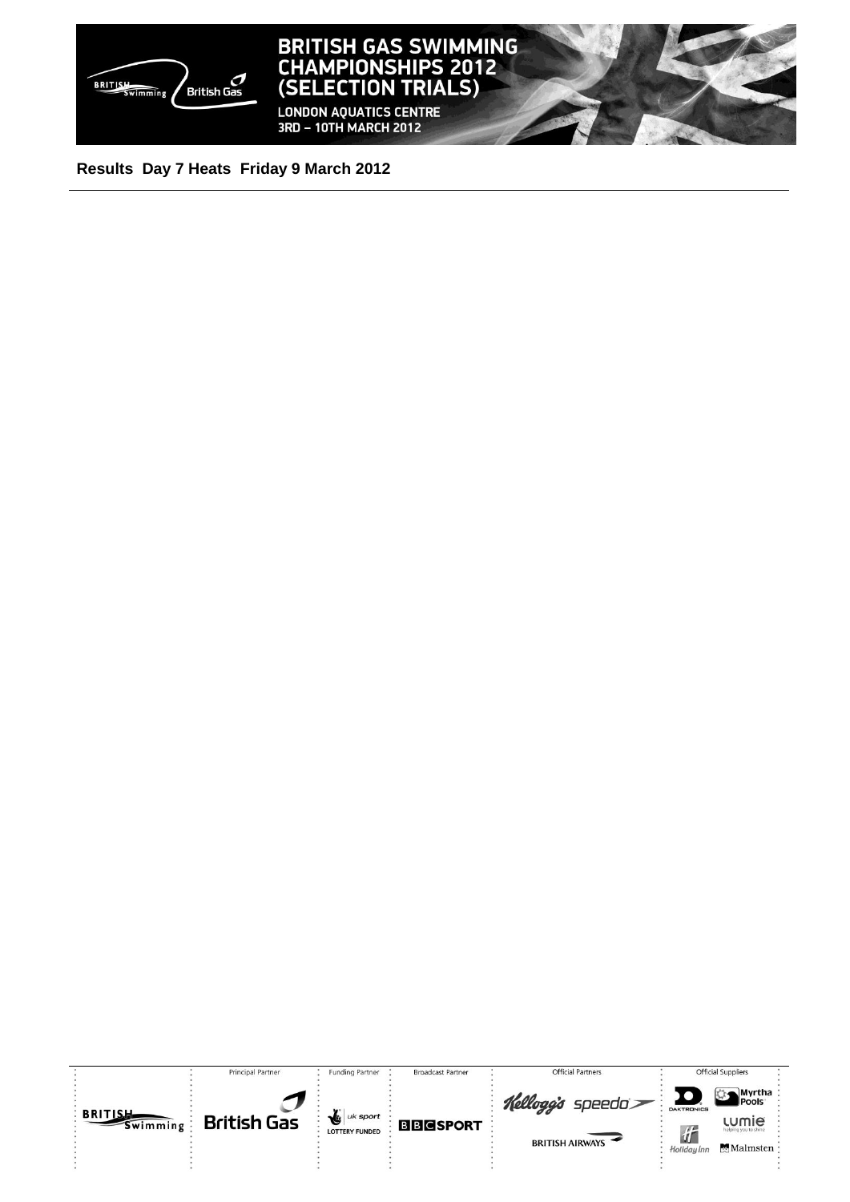**Results Day 7 Heats Friday 9 March 2012**